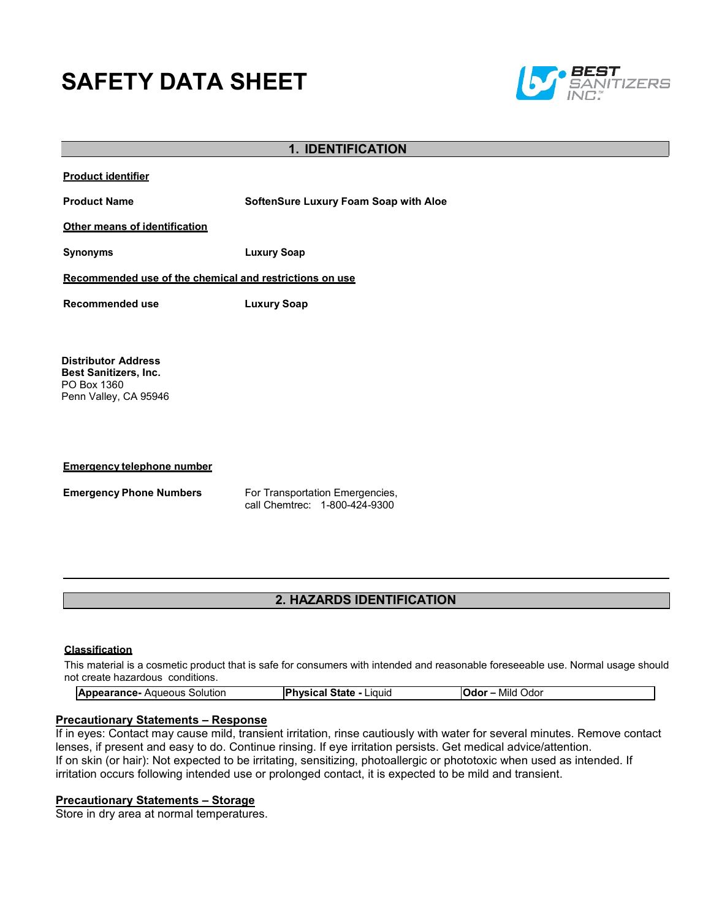# SAFETY DATA SHEET

BEST SANITIZERS INC.™

## 1. IDENTIFICATION

**Product identifier**

**Product Name** **SoftenSure Luxury Foam Soap with Aloe**

**Other means of identification**

**Synonyms** **Luxury Soap**

**Recommended use of the chemical and restrictions on use**

**Recommended use** **Luxury Soap**

**Distributor Address**
**Best Sanitizers, Inc.**
PO Box 1360
Penn Valley, CA 95946

**Emergency telephone number**

**Emergency Phone Numbers** For Transportation Emergencies, call Chemtrec: 1-800-424-9300

## 2. HAZARDS IDENTIFICATION

**Classification**

This material is a cosmetic product that is safe for consumers with intended and reasonable foreseeable use. Normal usage should not create hazardous conditions.

| **Appearance-** Aqueous Solution | **Physical State -** Liquid | **Odor –** Mild Odor |
|---|---|---|

**Precautionary Statements – Response**

If in eyes: Contact may cause mild, transient irritation, rinse cautiously with water for several minutes. Remove contact lenses, if present and easy to do. Continue rinsing. If eye irritation persists. Get medical advice/attention.
If on skin (or hair): Not expected to be irritating, sensitizing, photoallergic or phototoxic when used as intended. If irritation occurs following intended use or prolonged contact, it is expected to be mild and transient.

**Precautionary Statements – Storage**

Store in dry area at normal temperatures.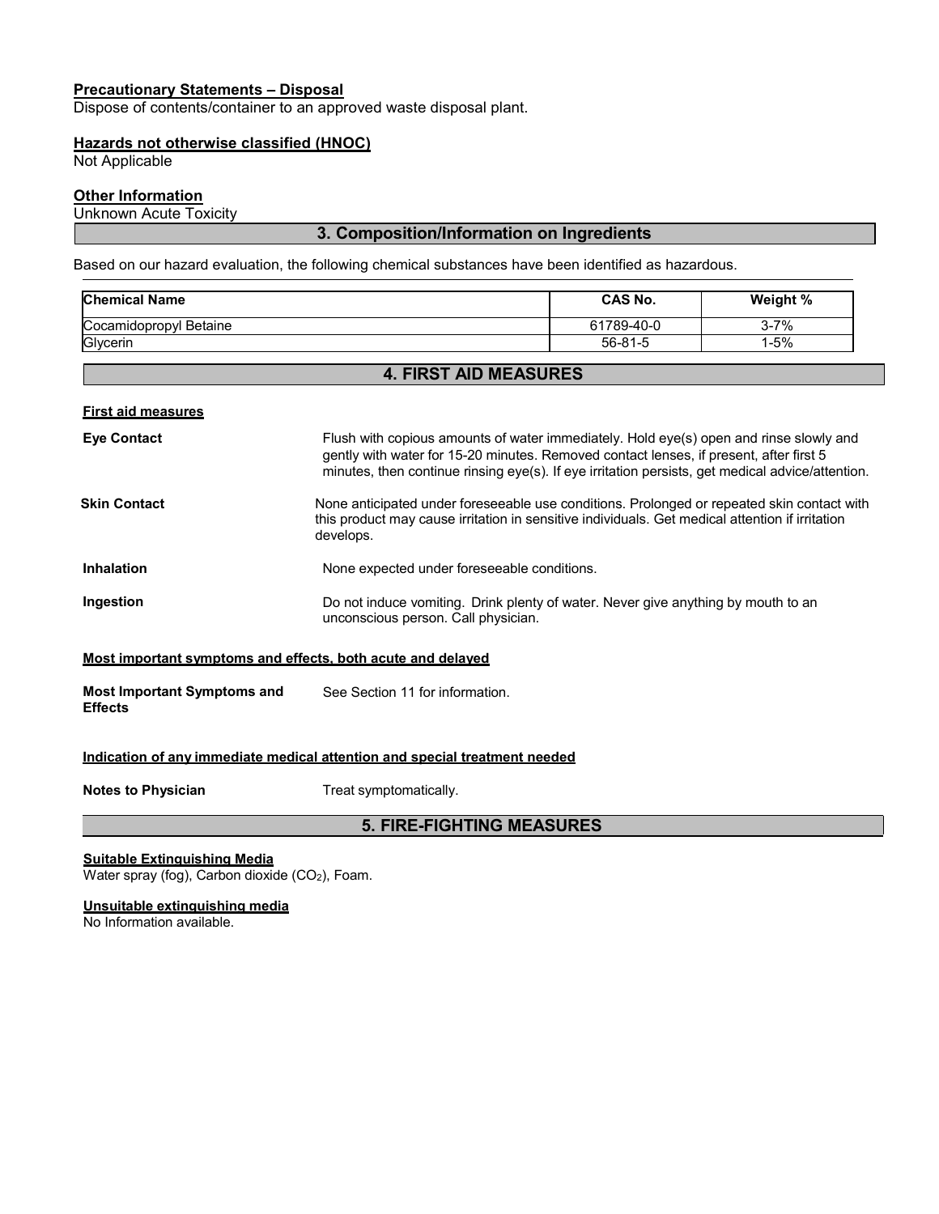**Precautionary Statements – Disposal**

Dispose of contents/container to an approved waste disposal plant.

**Hazards not otherwise classified (HNOC)**

Not Applicable

**Other Information**

Unknown Acute Toxicity

## 3. Composition/Information on Ingredients

Based on our hazard evaluation, the following chemical substances have been identified as hazardous.

| Chemical Name | CAS No. | Weight % |
|---|---|---|
| Cocamidopropyl Betaine | 61789-40-0 | 3-7% |
| Glycerin | 56-81-5 | 1-5% |

## 4. FIRST AID MEASURES

**First aid measures**

**Eye Contact**: Flush with copious amounts of water immediately. Hold eye(s) open and rinse slowly and gently with water for 15-20 minutes. Removed contact lenses, if present, after first 5 minutes, then continue rinsing eye(s). If eye irritation persists, get medical advice/attention.

**Skin Contact**: None anticipated under foreseeable use conditions. Prolonged or repeated skin contact with this product may cause irritation in sensitive individuals. Get medical attention if irritation develops.

**Inhalation**: None expected under foreseeable conditions.

**Ingestion**: Do not induce vomiting. Drink plenty of water. Never give anything by mouth to an unconscious person. Call physician.

**Most important symptoms and effects, both acute and delayed**

**Most Important Symptoms and Effects**: See Section 11 for information.

**Indication of any immediate medical attention and special treatment needed**

**Notes to Physician**: Treat symptomatically.

## 5. FIRE-FIGHTING MEASURES

**Suitable Extinguishing Media**

Water spray (fog), Carbon dioxide ($CO_2$), Foam.

**Unsuitable extinguishing media**

No Information available.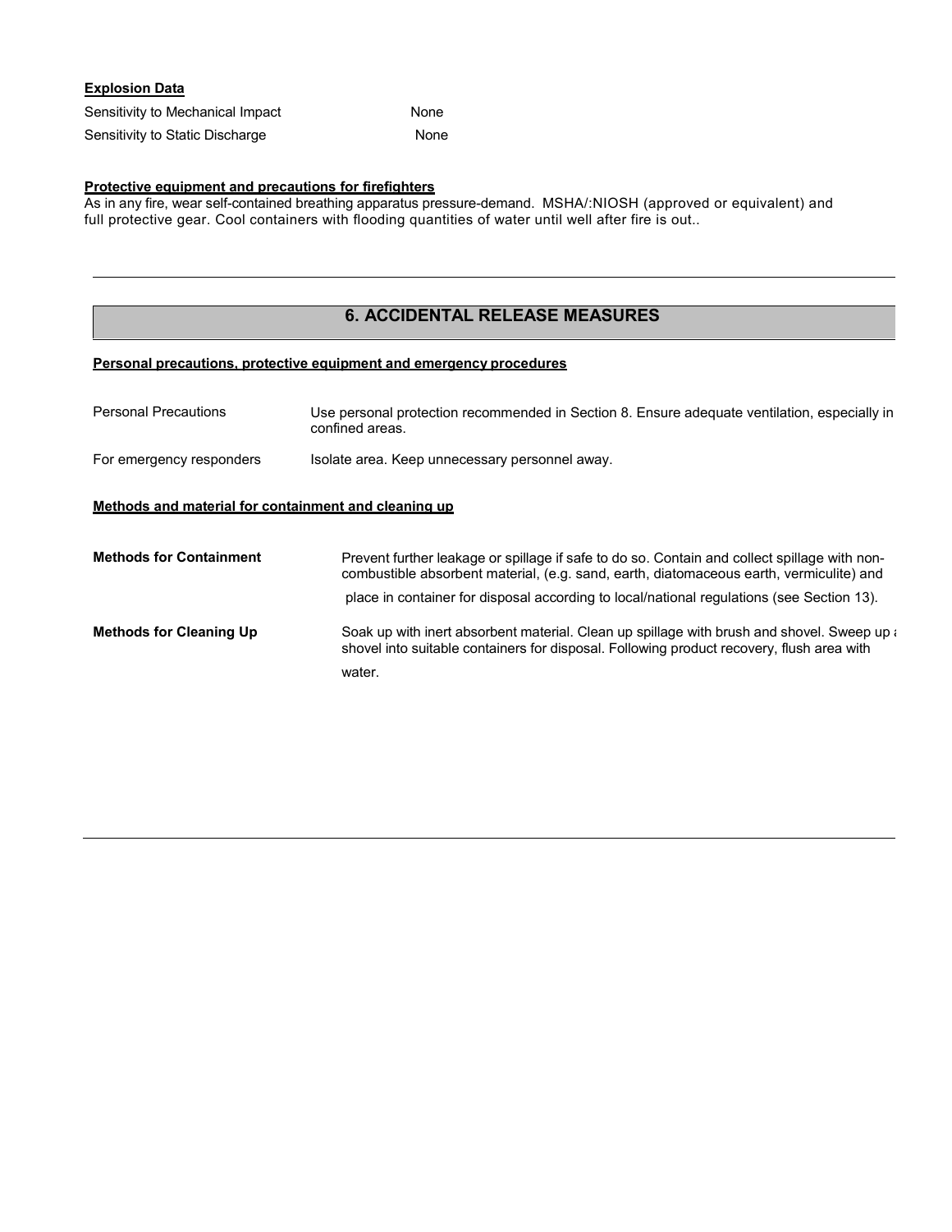**Explosion Data**

| | |
|---|---|
| Sensitivity to Mechanical Impact | None |
| Sensitivity to Static Discharge | None |

**Protective equipment and precautions for firefighters**

As in any fire, wear self-contained breathing apparatus pressure-demand. MSHA/:NIOSH (approved or equivalent) and full protective gear. Cool containers with flooding quantities of water until well after fire is out..

## 6. ACCIDENTAL RELEASE MEASURES

**Personal precautions, protective equipment and emergency procedures**

| | |
|---|---|
| Personal Precautions | Use personal protection recommended in Section 8. Ensure adequate ventilation, especially in confined areas. |
| For emergency responders | Isolate area. Keep unnecessary personnel away. |

**Methods and material for containment and cleaning up**

| | |
|---|---|
| **Methods for Containment** | Prevent further leakage or spillage if safe to do so. Contain and collect spillage with non-combustible absorbent material, (e.g. sand, earth, diatomaceous earth, vermiculite) and place in container for disposal according to local/national regulations (see Section 13). |
| **Methods for Cleaning Up** | Soak up with inert absorbent material. Clean up spillage with brush and shovel. Sweep up a shovel into suitable containers for disposal. Following product recovery, flush area with water. |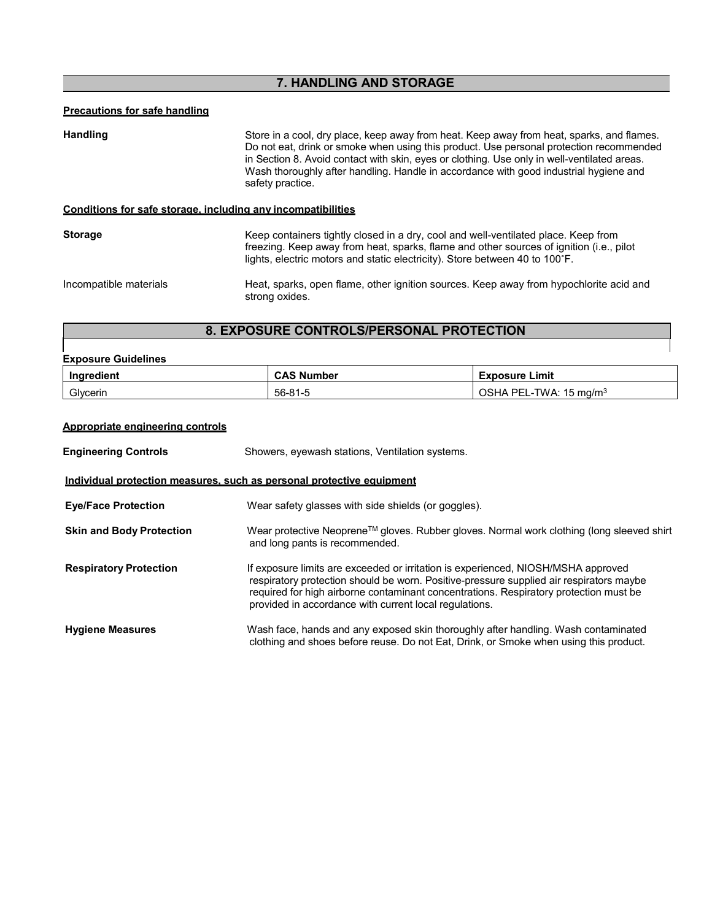## 7. HANDLING AND STORAGE

**Precautions for safe handling**

**Handling** Store in a cool, dry place, keep away from heat. Keep away from heat, sparks, and flames. Do not eat, drink or smoke when using this product. Use personal protection recommended in Section 8. Avoid contact with skin, eyes or clothing. Use only in well-ventilated areas. Wash thoroughly after handling. Handle in accordance with good industrial hygiene and safety practice.

**Conditions for safe storage, including any incompatibilities**

**Storage** Keep containers tightly closed in a dry, cool and well-ventilated place. Keep from freezing. Keep away from heat, sparks, flame and other sources of ignition (i.e., pilot lights, electric motors and static electricity). Store between 40 to 100˚F.

Incompatible materials Heat, sparks, open flame, other ignition sources. Keep away from hypochlorite acid and strong oxides.

## 8. EXPOSURE CONTROLS/PERSONAL PROTECTION

**Exposure Guidelines**

| Ingredient | CAS Number | Exposure Limit |
|---|---|---|
| Glycerin | 56-81-5 | OSHA PEL-TWA: 15 $mg/m^3$ |

**Appropriate engineering controls**

**Engineering Controls** Showers, eyewash stations, Ventilation systems.

**Individual protection measures, such as personal protective equipment**

**Eye/Face Protection** Wear safety glasses with side shields (or goggles).

**Skin and Body Protection** Wear protective Neoprene™ gloves. Rubber gloves. Normal work clothing (long sleeved shirt and long pants is recommended.

**Respiratory Protection** If exposure limits are exceeded or irritation is experienced, NIOSH/MSHA approved respiratory protection should be worn. Positive-pressure supplied air respirators maybe required for high airborne contaminant concentrations. Respiratory protection must be provided in accordance with current local regulations.

**Hygiene Measures** Wash face, hands and any exposed skin thoroughly after handling. Wash contaminated clothing and shoes before reuse. Do not Eat, Drink, or Smoke when using this product.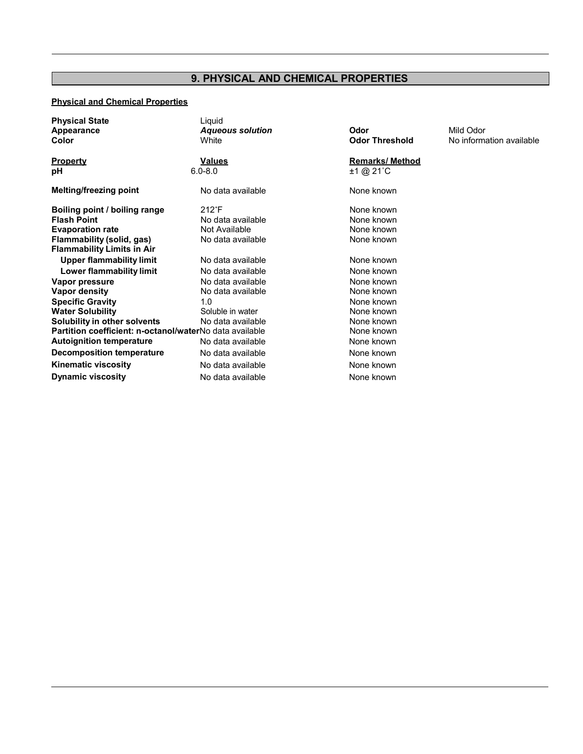## 9. PHYSICAL AND CHEMICAL PROPERTIES

**Physical and Chemical Properties**

| | | | |
|---|---|---|---|
| **Physical State** | Liquid | | |
| **Appearance** | ***Aqueous solution*** | **Odor** | Mild Odor |
| **Color** | White | **Odor Threshold** | No information available |

| **Property** | **Values** | **Remarks/ Method** |
|---|---|---|
| **pH** | 6.0-8.0 | ±1 @ 21˚C |
| **Melting/freezing point** | No data available | None known |
| **Boiling point / boiling range** | 212˚F | None known |
| **Flash Point** | No data available | None known |
| **Evaporation rate** | Not Available | None known |
| **Flammability (solid, gas)** | No data available | None known |
| **Flammability Limits in Air** | | |
| **Upper flammability limit** | No data available | None known |
| **Lower flammability limit** | No data available | None known |
| **Vapor pressure** | No data available | None known |
| **Vapor density** | No data available | None known |
| **Specific Gravity** | 1.0 | None known |
| **Water Solubility** | Soluble in water | None known |
| **Solubility in other solvents** | No data available | None known |
| **Partition coefficient: n-octanol/water** | No data available | None known |
| **Autoignition temperature** | No data available | None known |
| **Decomposition temperature** | No data available | None known |
| **Kinematic viscosity** | No data available | None known |
| **Dynamic viscosity** | No data available | None known |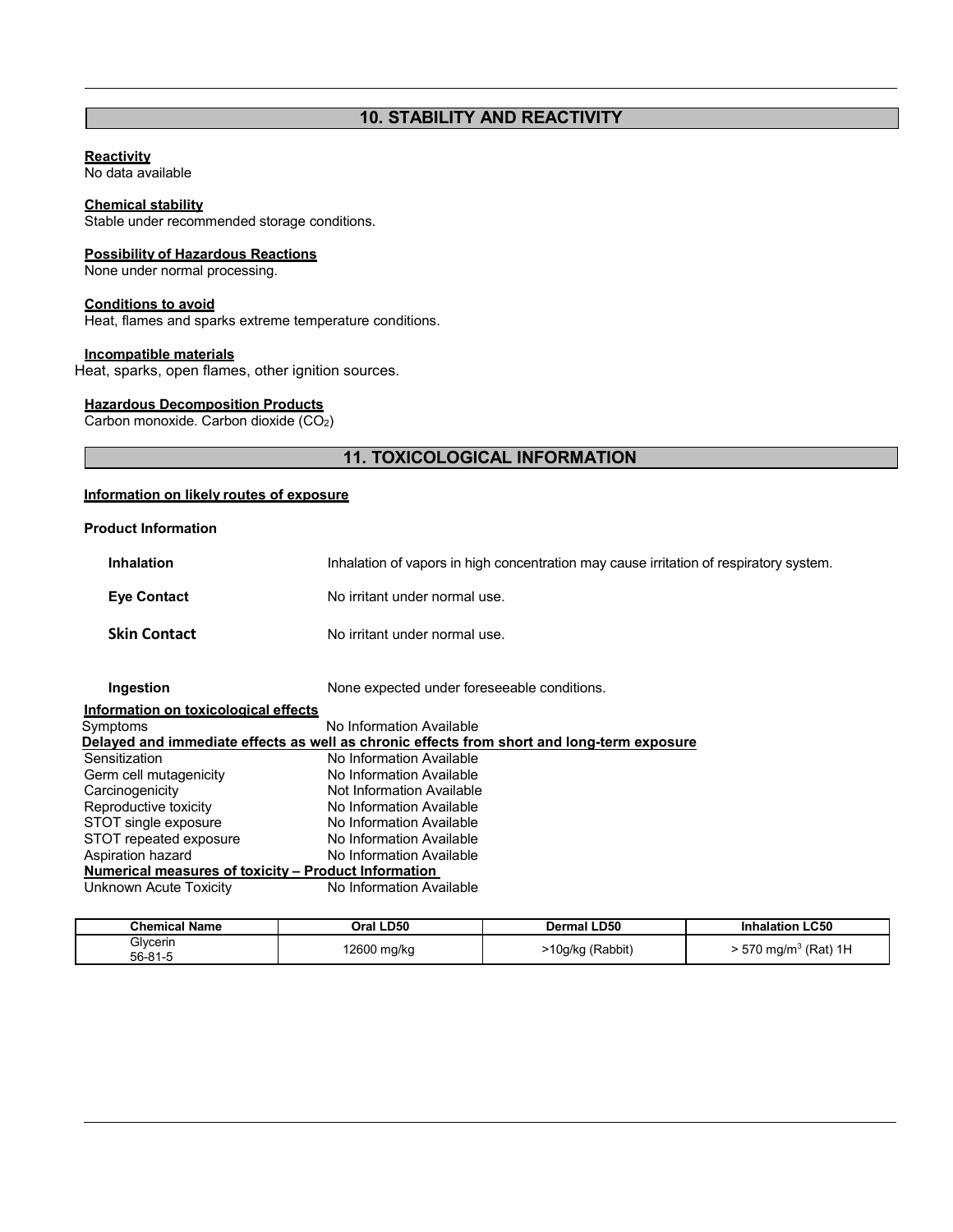## 10. STABILITY AND REACTIVITY

**Reactivity**
No data available

**Chemical stability**
Stable under recommended storage conditions.

**Possibility of Hazardous Reactions**
None under normal processing.

**Conditions to avoid**
Heat, flames and sparks extreme temperature conditions.

**Incompatible materials**
Heat, sparks, open flames, other ignition sources.

**Hazardous Decomposition Products**
Carbon monoxide. Carbon dioxide ($CO_2$)

## 11. TOXICOLOGICAL INFORMATION

**Information on likely routes of exposure**

**Product Information**

| | |
|---|---|
| **Inhalation** | Inhalation of vapors in high concentration may cause irritation of respiratory system. |
| **Eye Contact** | No irritant under normal use. |
| **Skin Contact** | No irritant under normal use. |
| **Ingestion** | None expected under foreseeable conditions. |

**Information on toxicological effects**

Symptoms: No Information Available

**Delayed and immediate effects as well as chronic effects from short and long-term exposure**

| | |
|---|---|
| Sensitization | No Information Available |
| Germ cell mutagenicity | No Information Available |
| Carcinogenicity | Not Information Available |
| Reproductive toxicity | No Information Available |
| STOT single exposure | No Information Available |
| STOT repeated exposure | No Information Available |
| Aspiration hazard | No Information Available |

**Numerical measures of toxicity – Product Information**

Unknown Acute Toxicity: No Information Available

| Chemical Name | Oral LD50 | Dermal LD50 | Inhalation LC50 |
|---|---|---|---|
| Glycerin 56-81-5 | 12600 mg/kg | >10g/kg (Rabbit) | > 570 mg/m$^3$ (Rat) 1H |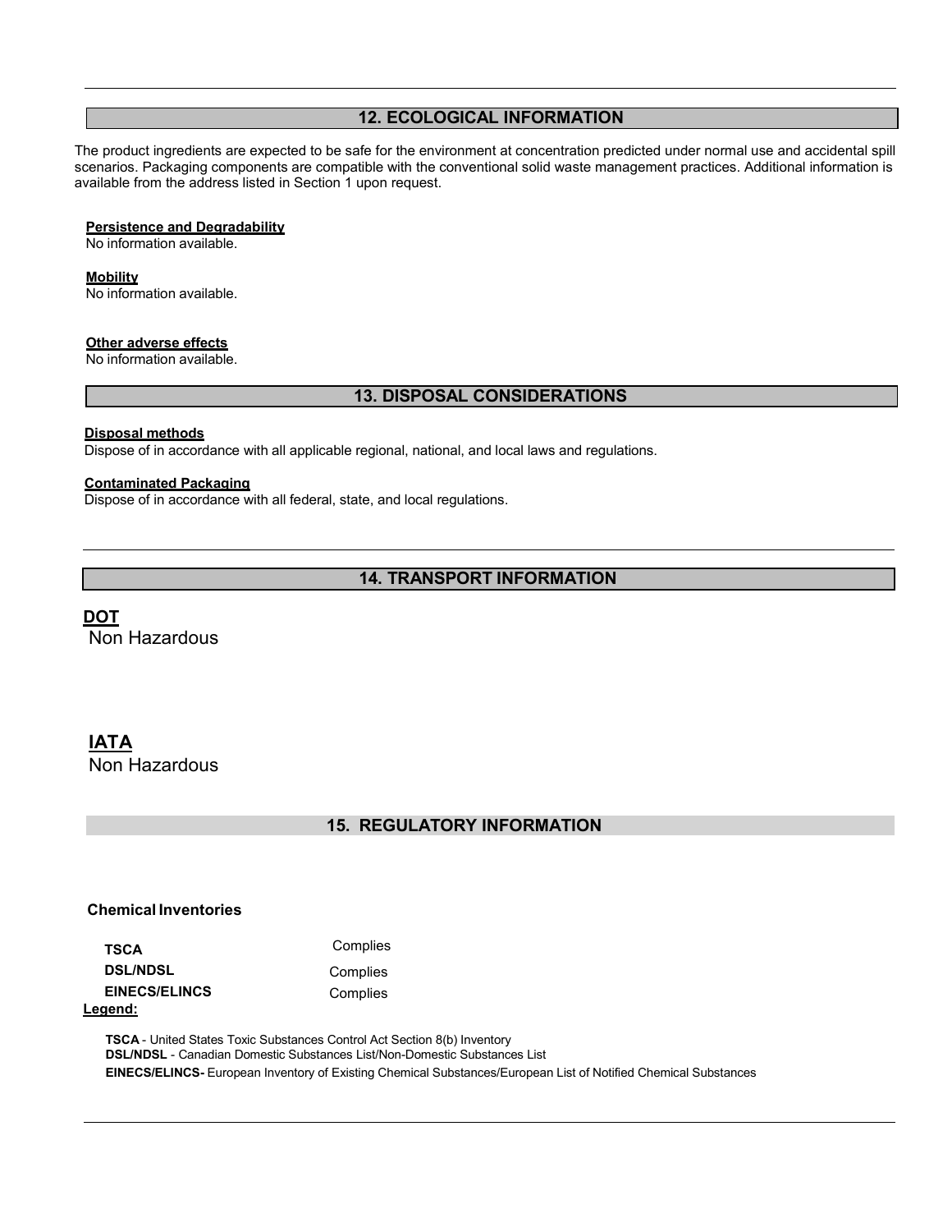## 12. ECOLOGICAL INFORMATION

The product ingredients are expected to be safe for the environment at concentration predicted under normal use and accidental spill scenarios. Packaging components are compatible with the conventional solid waste management practices. Additional information is available from the address listed in Section 1 upon request.

**Persistence and Degradability**
No information available.

**Mobility**
No information available.

**Other adverse effects**
No information available.

## 13. DISPOSAL CONSIDERATIONS

**Disposal methods**
Dispose of in accordance with all applicable regional, national, and local laws and regulations.

**Contaminated Packaging**
Dispose of in accordance with all federal, state, and local regulations.

## 14. TRANSPORT INFORMATION

**DOT**
Non Hazardous

**IATA**
Non Hazardous

## 15. REGULATORY INFORMATION

**Chemical Inventories**

| | |
|---|---|
| **TSCA** | Complies |
| **DSL/NDSL** | Complies |
| **EINECS/ELINCS** | Complies |

**Legend:**

**TSCA** - United States Toxic Substances Control Act Section 8(b) Inventory
**DSL/NDSL** - Canadian Domestic Substances List/Non-Domestic Substances List
**EINECS/ELINCS-** European Inventory of Existing Chemical Substances/European List of Notified Chemical Substances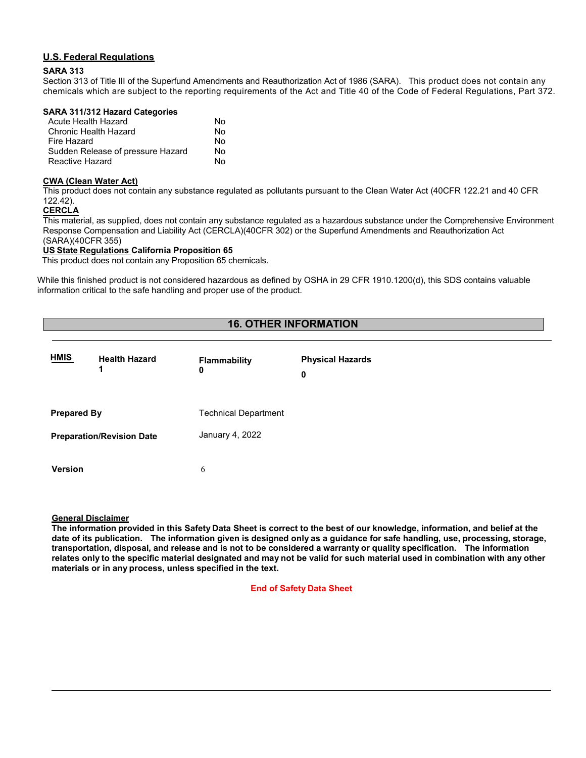## U.S. Federal Regulations

**SARA 313**

Section 313 of Title III of the Superfund Amendments and Reauthorization Act of 1986 (SARA). This product does not contain any chemicals which are subject to the reporting requirements of the Act and Title 40 of the Code of Federal Regulations, Part 372.

**SARA 311/312 Hazard Categories**

| | |
|---|---|
| Acute Health Hazard | No |
| Chronic Health Hazard | No |
| Fire Hazard | No |
| Sudden Release of pressure Hazard | No |
| Reactive Hazard | No |

**CWA (Clean Water Act)**

This product does not contain any substance regulated as pollutants pursuant to the Clean Water Act (40CFR 122.21 and 40 CFR 122.42).

**CERCLA**

This material, as supplied, does not contain any substance regulated as a hazardous substance under the Comprehensive Environment Response Compensation and Liability Act (CERCLA)(40CFR 302) or the Superfund Amendments and Reauthorization Act (SARA)(40CFR 355)

**US State Regulations California Proposition 65**

This product does not contain any Proposition 65 chemicals.

While this finished product is not considered hazardous as defined by OSHA in 29 CFR 1910.1200(d), this SDS contains valuable information critical to the safe handling and proper use of the product.

## 16. OTHER INFORMATION

| HMIS | Health Hazard | Flammability | Physical Hazards |
|---|---|---|---|
| | 1 | 0 | 0 |

**Prepared By** Technical Department

**Preparation/Revision Date** January 4, 2022

**Version** 6

**General Disclaimer**

**The information provided in this Safety Data Sheet is correct to the best of our knowledge, information, and belief at the date of its publication. The information given is designed only as a guidance for safe handling, use, processing, storage, transportation, disposal, and release and is not to be considered a warranty or quality specification. The information relates only to the specific material designated and may not be valid for such material used in combination with any other materials or in any process, unless specified in the text.**

**End of Safety Data Sheet**